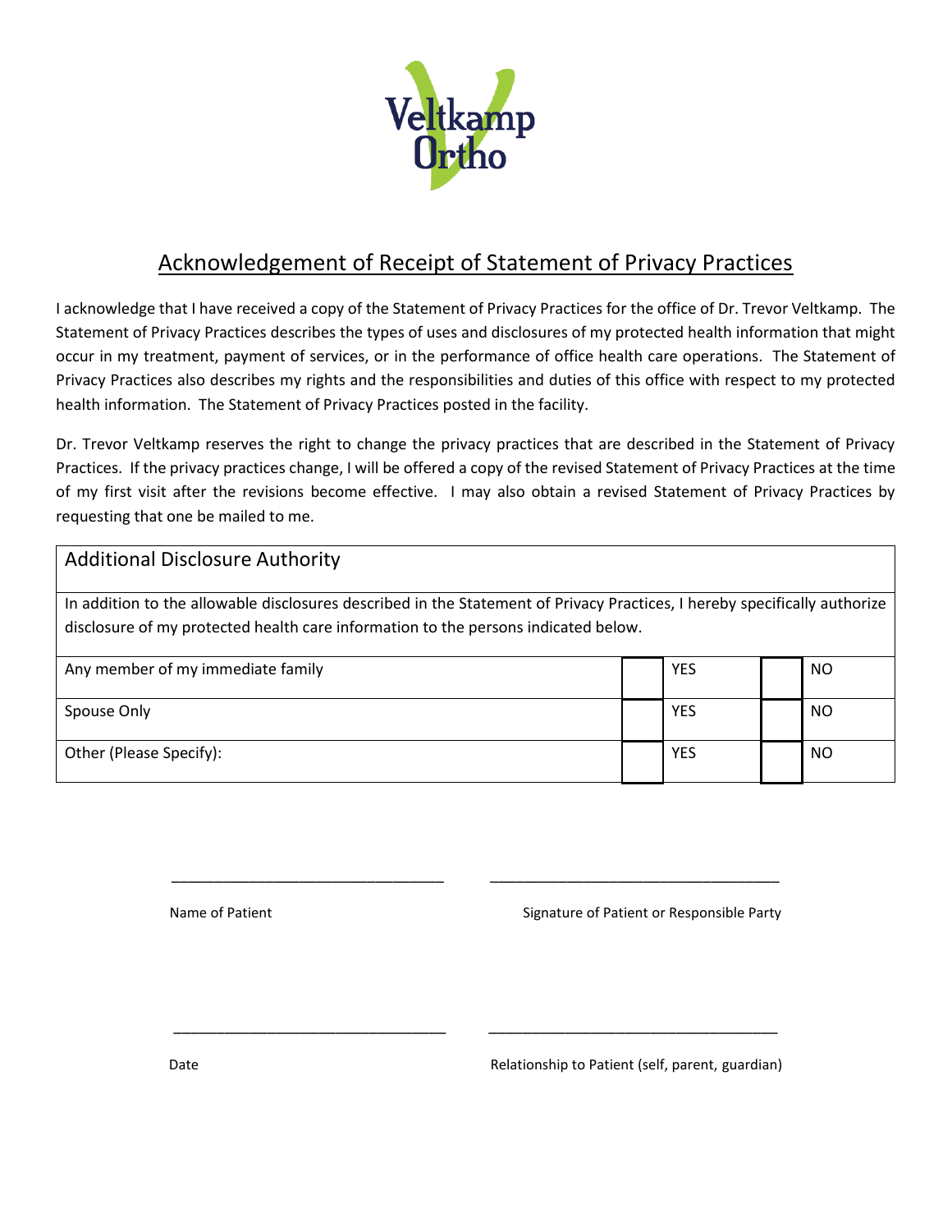Veltkamp Ortho

# Acknowledgement of Receipt of Statement of Privacy Practices

I acknowledge that I have received a copy of the Statement of Privacy Practices for the office of Dr. Trevor Veltkamp. The Statement of Privacy Practices describes the types of uses and disclosures of my protected health information that might occur in my treatment, payment of services, or in the performance of office health care operations. The Statement of Privacy Practices also describes my rights and the responsibilities and duties of this office with respect to my protected health information. The Statement of Privacy Practices posted in the facility.

Dr. Trevor Veltkamp reserves the right to change the privacy practices that are described in the Statement of Privacy Practices. If the privacy practices change, I will be offered a copy of the revised Statement of Privacy Practices at the time of my first visit after the revisions become effective. I may also obtain a revised Statement of Privacy Practices by requesting that one be mailed to me.

| Additional Disclosure Authority | | | | |
|---|---|---|---|---|
| In addition to the allowable disclosures described in the Statement of Privacy Practices, I hereby specifically authorize disclosure of my protected health care information to the persons indicated below. | | | | |
| Any member of my immediate family | ☐ | YES | ☐ | NO |
| Spouse Only | ☐ | YES | ☐ | NO |
| Other (Please Specify): | ☐ | YES | ☐ | NO |

\_\_\_\_\_\_\_\_\_\_\_\_\_\_\_\_\_\_\_\_\_\_\_\_\_\_\_\_\_\_\_\_\_\_\_ \_\_\_\_\_\_\_\_\_\_\_\_\_\_\_\_\_\_\_\_\_\_\_\_\_\_\_\_\_\_\_\_\_\_\_\_\_

Name of Patient Signature of Patient or Responsible Party

\_\_\_\_\_\_\_\_\_\_\_\_\_\_\_\_\_\_\_\_\_\_\_\_\_\_\_\_\_\_\_\_\_\_\_ \_\_\_\_\_\_\_\_\_\_\_\_\_\_\_\_\_\_\_\_\_\_\_\_\_\_\_\_\_\_\_\_\_\_\_\_\_

Date Relationship to Patient (self, parent, guardian)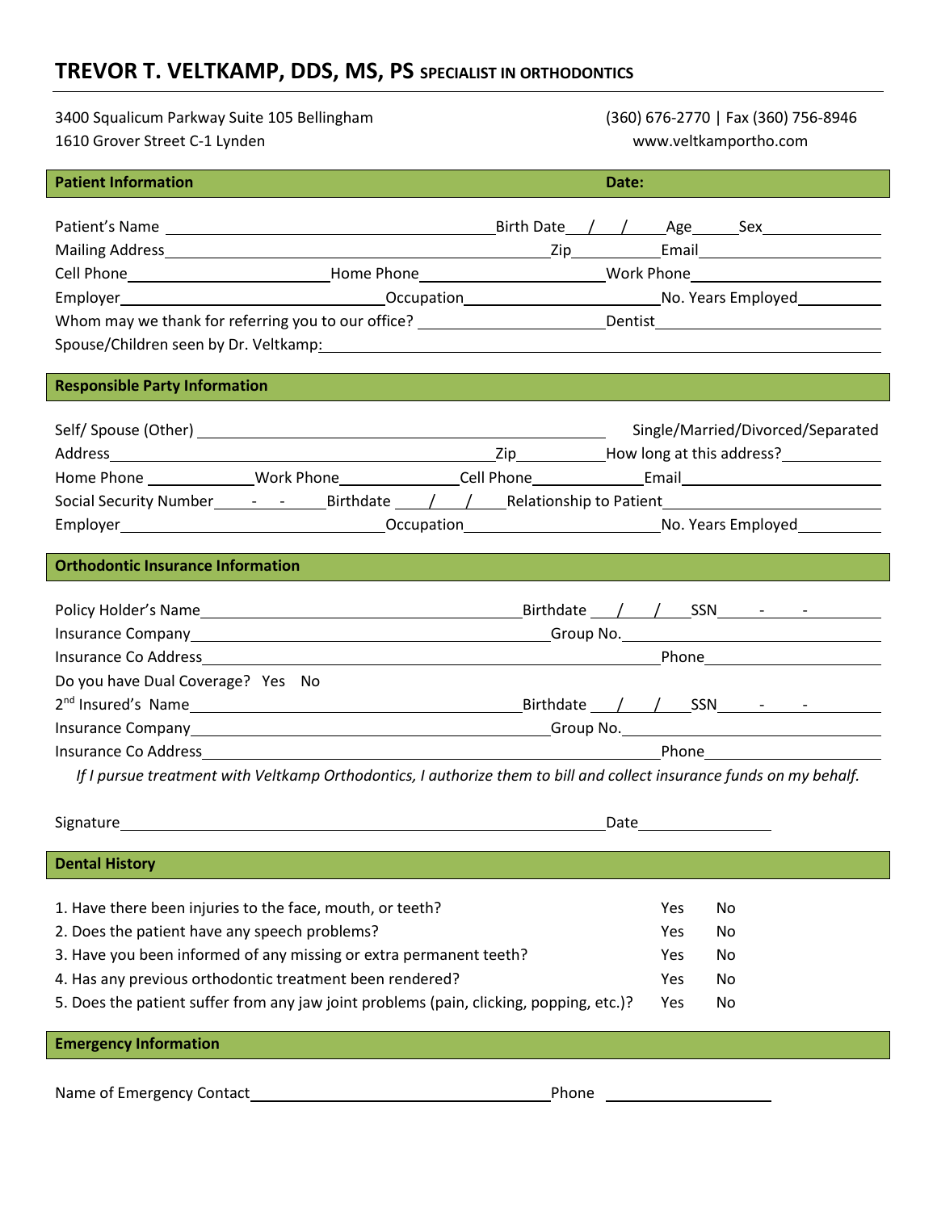# TREVOR T. VELTKAMP, DDS, MS, PS SPECIALIST IN ORTHODONTICS

3400 Squalicum Parkway Suite 105 Bellingham
1610 Grover Street C-1 Lynden

(360) 676-2770 | Fax (360) 756-8946
www.veltkamportho.com

## Patient Information — Date:

Patient's Name ______________________ Birth Date ___/___/___ Age _____ Sex ________

Mailing Address ______________________ Zip ________ Email ________________

Cell Phone ______________ Home Phone ______________ Work Phone ______________

Employer ______________ Occupation ______________ No. Years Employed ________

Whom may we thank for referring you to our office? ______________ Dentist ______________

Spouse/Children seen by Dr. Veltkamp: ______________________

## Responsible Party Information

Self/ Spouse (Other) ______________________ Single/Married/Divorced/Separated

Address ______________________ Zip ________ How long at this address? ________

Home Phone __________ Work Phone __________ Cell Phone __________ Email ______________

Social Security Number ____-____-____ Birthdate ___/___/___ Relationship to Patient ______________

Employer ______________ Occupation ______________ No. Years Employed ________

## Orthodontic Insurance Information

Policy Holder's Name ______________________ Birthdate ___/___/___ SSN ____-____-____

Insurance Company ______________________ Group No. ______________

Insurance Co Address ______________________ Phone ______________

Do you have Dual Coverage? Yes No

2nd Insured's Name ______________________ Birthdate ___/___/___ SSN ____-____-____

Insurance Company ______________________ Group No. ______________

Insurance Co Address ______________________ Phone ______________

*If I pursue treatment with Veltkamp Orthodontics, I authorize them to bill and collect insurance funds on my behalf.*

Signature ______________________ Date ______________

## Dental History

1. Have there been injuries to the face, mouth, or teeth? Yes No
2. Does the patient have any speech problems? Yes No
3. Have you been informed of any missing or extra permanent teeth? Yes No
4. Has any previous orthodontic treatment been rendered? Yes No
5. Does the patient suffer from any jaw joint problems (pain, clicking, popping, etc.)? Yes No

## Emergency Information

Name of Emergency Contact ______________________ Phone ______________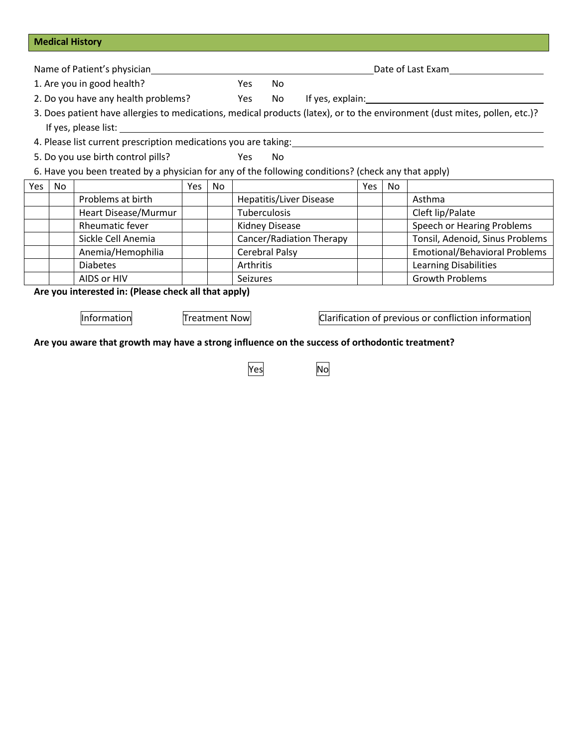## Medical History

Name of Patient's physician\_\_\_\_\_\_\_\_\_\_\_\_\_\_\_\_\_\_\_\_\_\_\_\_\_\_\_\_\_\_\_\_ Date of Last Exam\_\_\_\_\_\_\_\_\_\_\_\_\_\_\_\_

1. Are you in good health? Yes No
2. Do you have any health problems? Yes No If yes, explain:\_\_\_\_\_\_\_\_\_\_\_\_\_\_\_\_\_\_\_\_\_\_\_\_
3. Does patient have allergies to medications, medical products (latex), or to the environment (dust mites, pollen, etc.)? If yes, please list: \_\_\_\_\_\_\_\_\_\_\_\_\_\_\_\_\_\_\_\_\_\_\_\_\_\_\_\_\_\_\_\_\_\_\_\_\_\_\_\_
4. Please list current prescription medications you are taking:\_\_\_\_\_\_\_\_\_\_\_\_\_\_\_\_\_\_\_\_\_\_\_\_\_\_\_\_
5. Do you use birth control pills? Yes No
6. Have you been treated by a physician for any of the following conditions? (check any that apply)

| Yes | No | | Yes | No | | Yes | No | |
|---|---|---|---|---|---|---|---|---|
| | | Problems at birth | | | Hepatitis/Liver Disease | | | Asthma |
| | | Heart Disease/Murmur | | | Tuberculosis | | | Cleft lip/Palate |
| | | Rheumatic fever | | | Kidney Disease | | | Speech or Hearing Problems |
| | | Sickle Cell Anemia | | | Cancer/Radiation Therapy | | | Tonsil, Adenoid, Sinus Problems |
| | | Anemia/Hemophilia | | | Cerebral Palsy | | | Emotional/Behavioral Problems |
| | | Diabetes | | | Arthritis | | | Learning Disabilities |
| | | AIDS or HIV | | | Seizures | | | Growth Problems |

**Are you interested in: (Please check all that apply)**

Information Treatment Now Clarification of previous or confliction information

**Are you aware that growth may have a strong influence on the success of orthodontic treatment?**

Yes No